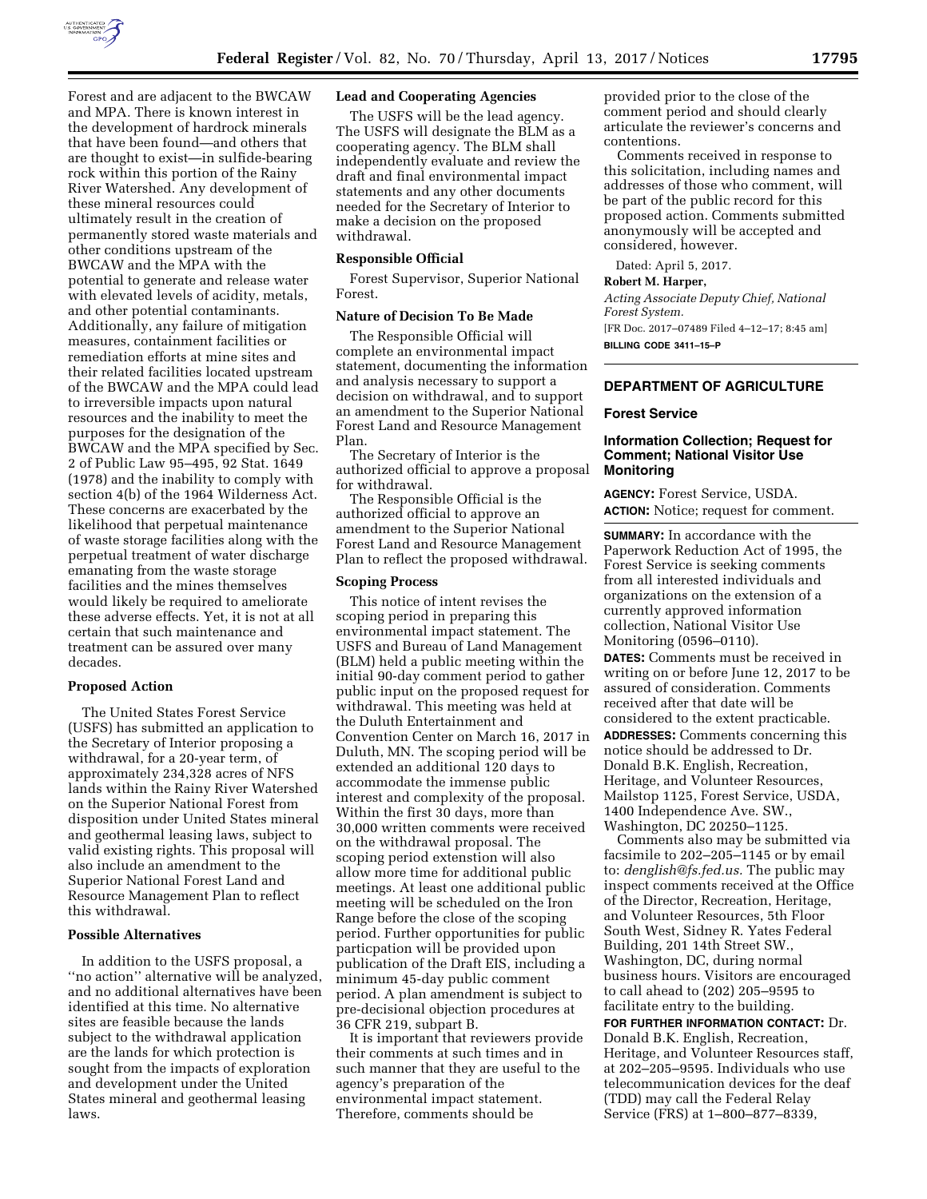Forest and are adjacent to the BWCAW and MPA. There is known interest in the development of hardrock minerals that have been found—and others that are thought to exist—in sulfide-bearing rock within this portion of the Rainy River Watershed. Any development of these mineral resources could ultimately result in the creation of permanently stored waste materials and other conditions upstream of the BWCAW and the MPA with the potential to generate and release water with elevated levels of acidity, metals, and other potential contaminants. Additionally, any failure of mitigation measures, containment facilities or remediation efforts at mine sites and their related facilities located upstream of the BWCAW and the MPA could lead to irreversible impacts upon natural resources and the inability to meet the purposes for the designation of the BWCAW and the MPA specified by Sec. 2 of Public Law 95–495, 92 Stat. 1649 (1978) and the inability to comply with section 4(b) of the 1964 Wilderness Act. These concerns are exacerbated by the likelihood that perpetual maintenance of waste storage facilities along with the perpetual treatment of water discharge emanating from the waste storage facilities and the mines themselves would likely be required to ameliorate these adverse effects. Yet, it is not at all certain that such maintenance and treatment can be assured over many decades.

**Proposed Action**

The United States Forest Service (USFS) has submitted an application to the Secretary of Interior proposing a withdrawal, for a 20-year term, of approximately 234,328 acres of NFS lands within the Rainy River Watershed on the Superior National Forest from disposition under United States mineral and geothermal leasing laws, subject to valid existing rights. This proposal will also include an amendment to the Superior National Forest Land and Resource Management Plan to reflect this withdrawal.

**Possible Alternatives**

In addition to the USFS proposal, a ''no action'' alternative will be analyzed, and no additional alternatives have been identified at this time. No alternative sites are feasible because the lands subject to the withdrawal application are the lands for which protection is sought from the impacts of exploration and development under the United States mineral and geothermal leasing laws.

**Lead and Cooperating Agencies**

The USFS will be the lead agency. The USFS will designate the BLM as a cooperating agency. The BLM shall independently evaluate and review the draft and final environmental impact statements and any other documents needed for the Secretary of Interior to make a decision on the proposed withdrawal.

**Responsible Official**

Forest Supervisor, Superior National Forest.

**Nature of Decision To Be Made**

The Responsible Official will complete an environmental impact statement, documenting the information and analysis necessary to support a decision on withdrawal, and to support an amendment to the Superior National Forest Land and Resource Management Plan.

The Secretary of Interior is the authorized official to approve a proposal for withdrawal.

The Responsible Official is the authorized official to approve an amendment to the Superior National Forest Land and Resource Management Plan to reflect the proposed withdrawal.

**Scoping Process**

This notice of intent revises the scoping period in preparing this environmental impact statement. The USFS and Bureau of Land Management (BLM) held a public meeting within the initial 90-day comment period to gather public input on the proposed request for withdrawal. This meeting was held at the Duluth Entertainment and Convention Center on March 16, 2017 in Duluth, MN. The scoping period will be extended an additional 120 days to accommodate the immense public interest and complexity of the proposal. Within the first 30 days, more than 30,000 written comments were received on the withdrawal proposal. The scoping period extension will also allow more time for additional public meetings. At least one additional public meeting will be scheduled on the Iron Range before the close of the scoping period. Further opportunities for public particpation will be provided upon publication of the Draft EIS, including a minimum 45-day public comment period. A plan amendment is subject to pre-decisional objection procedures at 36 CFR 219, subpart B.

It is important that reviewers provide their comments at such times and in such manner that they are useful to the agency's preparation of the environmental impact statement. Therefore, comments should be provided prior to the close of the comment period and should clearly articulate the reviewer's concerns and contentions.

Comments received in response to this solicitation, including names and addresses of those who comment, will be part of the public record for this proposed action. Comments submitted anonymously will be accepted and considered, however.

Dated: April 5, 2017.

**Robert M. Harper,**

*Acting Associate Deputy Chief, National Forest System.*

[FR Doc. 2017–07489 Filed 4–12–17; 8:45 am]

**BILLING CODE 3411–15–P**

---

## DEPARTMENT OF AGRICULTURE

### Forest Service

### Information Collection; Request for Comment; National Visitor Use Monitoring

**AGENCY:** Forest Service, USDA.

**ACTION:** Notice; request for comment.

**SUMMARY:** In accordance with the Paperwork Reduction Act of 1995, the Forest Service is seeking comments from all interested individuals and organizations on the extension of a currently approved information collection, National Visitor Use Monitoring (0596–0110).

**DATES:** Comments must be received in writing on or before June 12, 2017 to be assured of consideration. Comments received after that date will be considered to the extent practicable.

**ADDRESSES:** Comments concerning this notice should be addressed to Dr. Donald B.K. English, Recreation, Heritage, and Volunteer Resources, Mailstop 1125, Forest Service, USDA, 1400 Independence Ave. SW., Washington, DC 20250–1125.

Comments also may be submitted via facsimile to 202–205–1145 or by email to: *denglish@fs.fed.us.* The public may inspect comments received at the Office of the Director, Recreation, Heritage, and Volunteer Resources, 5th Floor South West, Sidney R. Yates Federal Building, 201 14th Street SW., Washington, DC, during normal business hours. Visitors are encouraged to call ahead to (202) 205–9595 to facilitate entry to the building.

**FOR FURTHER INFORMATION CONTACT:** Dr. Donald B.K. English, Recreation, Heritage, and Volunteer Resources staff, at 202–205–9595. Individuals who use telecommunication devices for the deaf (TDD) may call the Federal Relay Service (FRS) at 1–800–877–8339,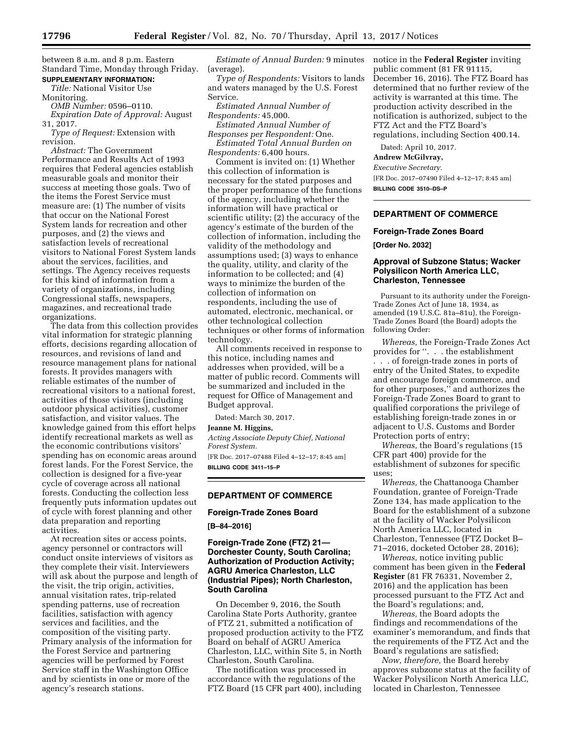between 8 a.m. and 8 p.m. Eastern Standard Time, Monday through Friday.

**SUPPLEMENTARY INFORMATION:**

*Title:* National Visitor Use Monitoring.

*OMB Number:* 0596–0110.

*Expiration Date of Approval:* August 31, 2017.

*Type of Request:* Extension with revision.

*Abstract:* The Government Performance and Results Act of 1993 requires that Federal agencies establish measurable goals and monitor their success at meeting those goals. Two of the items the Forest Service must measure are: (1) The number of visits that occur on the National Forest System lands for recreation and other purposes, and (2) the views and satisfaction levels of recreational visitors to National Forest System lands about the services, facilities, and settings. The Agency receives requests for this kind of information from a variety of organizations, including Congressional staffs, newspapers, magazines, and recreational trade organizations.

The data from this collection provides vital information for strategic planning efforts, decisions regarding allocation of resources, and revisions of land and resource management plans for national forests. It provides managers with reliable estimates of the number of recreational visitors to a national forest, activities of those visitors (including outdoor physical activities), customer satisfaction, and visitor values. The knowledge gained from this effort helps identify recreational markets as well as the economic contributions visitors' spending has on economic areas around forest lands. For the Forest Service, the collection is designed for a five-year cycle of coverage across all national forests. Conducting the collection less frequently puts information updates out of cycle with forest planning and other data preparation and reporting activities.

At recreation sites or access points, agency personnel or contractors will conduct onsite interviews of visitors as they complete their visit. Interviewers will ask about the purpose and length of the visit, the trip origin, activities, annual visitation rates, trip-related spending patterns, use of recreation facilities, satisfaction with agency services and facilities, and the composition of the visiting party. Primary analysis of the information for the Forest Service and partnering agencies will be performed by Forest Service staff in the Washington Office and by scientists in one or more of the agency's research stations.

*Estimate of Annual Burden:* 9 minutes (average).

*Type of Respondents:* Visitors to lands and waters managed by the U.S. Forest Service.

*Estimated Annual Number of Respondents:* 45,000.

*Estimated Annual Number of Responses per Respondent:* One.

*Estimated Total Annual Burden on Respondents:* 6,400 hours.

Comment is invited on: (1) Whether this collection of information is necessary for the stated purposes and the proper performance of the functions of the agency, including whether the information will have practical or scientific utility; (2) the accuracy of the agency's estimate of the burden of the collection of information, including the validity of the methodology and assumptions used; (3) ways to enhance the quality, utility, and clarity of the information to be collected; and (4) ways to minimize the burden of the collection of information on respondents, including the use of automated, electronic, mechanical, or other technological collection techniques or other forms of information technology.

All comments received in response to this notice, including names and addresses when provided, will be a matter of public record. Comments will be summarized and included in the request for Office of Management and Budget approval.

Dated: March 30, 2017.

**Jeanne M. Higgins,**

*Acting Associate Deputy Chief, National Forest System.*

[FR Doc. 2017–07488 Filed 4–12–17; 8:45 am]

**BILLING CODE 3411–15–P**

## DEPARTMENT OF COMMERCE

### Foreign-Trade Zones Board

**[B–84–2016]**

### Foreign-Trade Zone (FTZ) 21—Dorchester County, South Carolina; Authorization of Production Activity; AGRU America Charleston, LLC (Industrial Pipes); North Charleston, South Carolina

On December 9, 2016, the South Carolina State Ports Authority, grantee of FTZ 21, submitted a notification of proposed production activity to the FTZ Board on behalf of AGRU America Charleston, LLC, within Site 5, in North Charleston, South Carolina.

The notification was processed in accordance with the regulations of the FTZ Board (15 CFR part 400), including notice in the **Federal Register** inviting public comment (81 FR 91115, December 16, 2016). The FTZ Board has determined that no further review of the activity is warranted at this time. The production activity described in the notification is authorized, subject to the FTZ Act and the FTZ Board's regulations, including Section 400.14.

Dated: April 10, 2017.

**Andrew McGilvray,**

*Executive Secretary.*

[FR Doc. 2017–07490 Filed 4–12–17; 8:45 am]

**BILLING CODE 3510–DS–P**

## DEPARTMENT OF COMMERCE

### Foreign-Trade Zones Board

**[Order No. 2032]**

### Approval of Subzone Status; Wacker Polysilicon North America LLC, Charleston, Tennessee

Pursuant to its authority under the Foreign-Trade Zones Act of June 18, 1934, as amended (19 U.S.C. 81a–81u), the Foreign-Trade Zones Board (the Board) adopts the following Order:

*Whereas,* the Foreign-Trade Zones Act provides for ". . . the establishment . . . of foreign-trade zones in ports of entry of the United States, to expedite and encourage foreign commerce, and for other purposes," and authorizes the Foreign-Trade Zones Board to grant to qualified corporations the privilege of establishing foreign-trade zones in or adjacent to U.S. Customs and Border Protection ports of entry;

*Whereas,* the Board's regulations (15 CFR part 400) provide for the establishment of subzones for specific uses;

*Whereas,* the Chattanooga Chamber Foundation, grantee of Foreign-Trade Zone 134, has made application to the Board for the establishment of a subzone at the facility of Wacker Polysilicon North America LLC, located in Charleston, Tennessee (FTZ Docket B–71–2016, docketed October 28, 2016);

*Whereas,* notice inviting public comment has been given in the **Federal Register** (81 FR 76331, November 2, 2016) and the application has been processed pursuant to the FTZ Act and the Board's regulations; and,

*Whereas,* the Board adopts the findings and recommendations of the examiner's memorandum, and finds that the requirements of the FTZ Act and the Board's regulations are satisfied;

*Now, therefore,* the Board hereby approves subzone status at the facility of Wacker Polysilicon North America LLC, located in Charleston, Tennessee